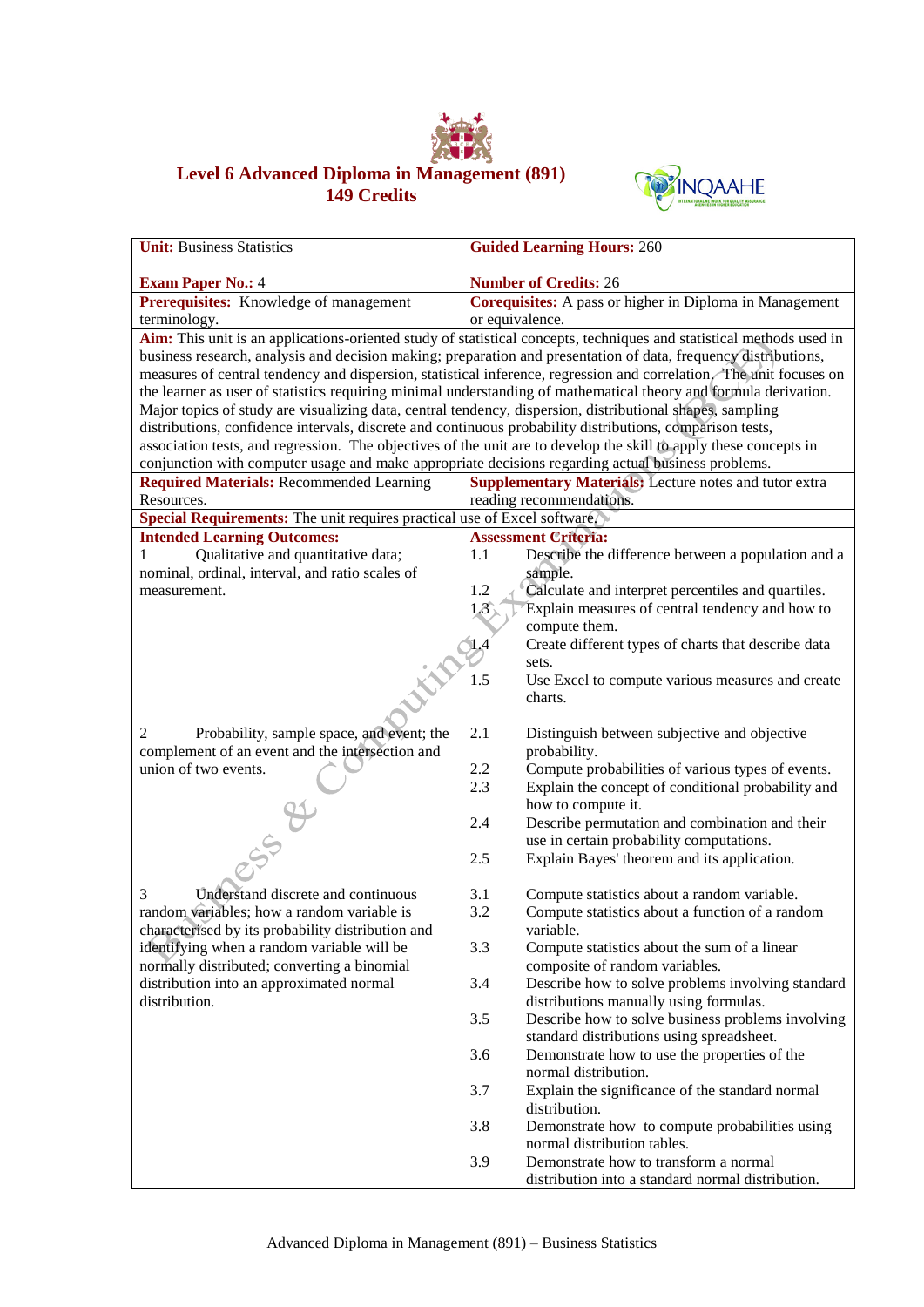# Level 6 Advanced Diploma in Management (891)

## 149 Credits

| **Unit:** Business Statistics<br><br>**Exam Paper No.:** 4 | **Guided Learning Hours:** 260<br><br>**Number of Credits:** 26 |
|---|---|
| **Prerequisites:** Knowledge of management terminology. | **Corequisites:** A pass or higher in Diploma in Management or equivalence. |
| **Aim:** This unit is an applications-oriented study of statistical concepts, techniques and statistical methods used in business research, analysis and decision making; preparation and presentation of data, frequency distributions, measures of central tendency and dispersion, statistical inference, regression and correlation. The unit focuses on the learner as user of statistics requiring minimal understanding of mathematical theory and formula derivation. Major topics of study are visualizing data, central tendency, dispersion, distributional shapes, sampling distributions, confidence intervals, discrete and continuous probability distributions, comparison tests, association tests, and regression. The objectives of the unit are to develop the skill to apply these concepts in conjunction with computer usage and make appropriate decisions regarding actual business problems. | |
| **Required Materials:** Recommended Learning Resources. | **Supplementary Materials:** Lecture notes and tutor extra reading recommendations. |
| **Special Requirements:** The unit requires practical use of Excel software. | |
| **Intended Learning Outcomes:** | **Assessment Criteria:** |
| 1 Qualitative and quantitative data; nominal, ordinal, interval, and ratio scales of measurement. | 1.1 Describe the difference between a population and a sample.<br>1.2 Calculate and interpret percentiles and quartiles.<br>1.3 Explain measures of central tendency and how to compute them.<br>1.4 Create different types of charts that describe data sets.<br>1.5 Use Excel to compute various measures and create charts. |
| 2 Probability, sample space, and event; the complement of an event and the intersection and union of two events. | 2.1 Distinguish between subjective and objective probability.<br>2.2 Compute probabilities of various types of events.<br>2.3 Explain the concept of conditional probability and how to compute it.<br>2.4 Describe permutation and combination and their use in certain probability computations.<br>2.5 Explain Bayes' theorem and its application. |
| 3 Understand discrete and continuous random variables; how a random variable is characterised by its probability distribution and identifying when a random variable will be normally distributed; converting a binomial distribution into an approximated normal distribution. | 3.1 Compute statistics about a random variable.<br>3.2 Compute statistics about a function of a random variable.<br>3.3 Compute statistics about the sum of a linear composite of random variables.<br>3.4 Describe how to solve problems involving standard distributions manually using formulas.<br>3.5 Describe how to solve business problems involving standard distributions using spreadsheet.<br>3.6 Demonstrate how to use the properties of the normal distribution.<br>3.7 Explain the significance of the standard normal distribution.<br>3.8 Demonstrate how to compute probabilities using normal distribution tables.<br>3.9 Demonstrate how to transform a normal distribution into a standard normal distribution. |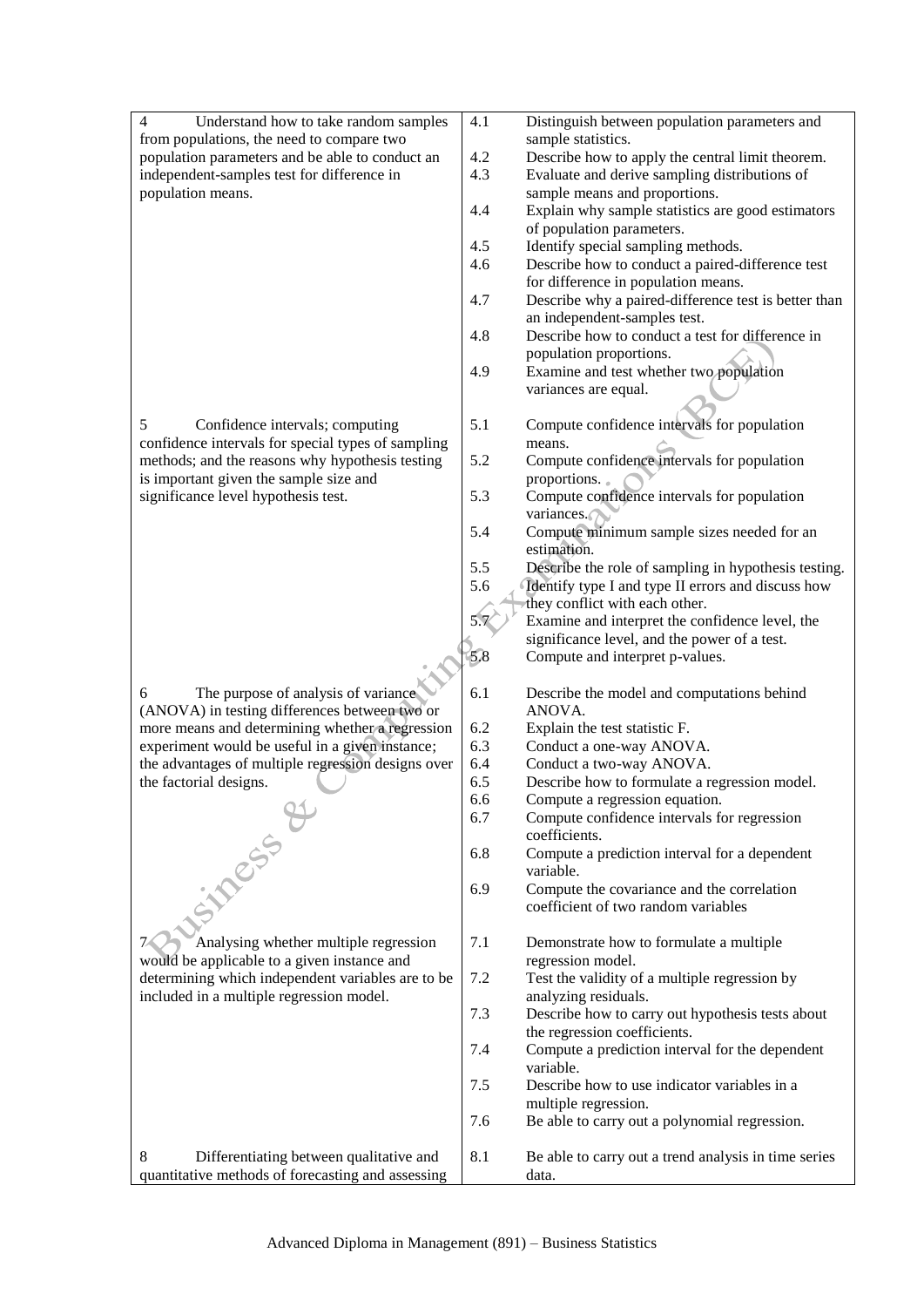| | | |
|---|---|---|
| 4 Understand how to take random samples from populations, the need to compare two population parameters and be able to conduct an independent-samples test for difference in population means. | 4.1 | Distinguish between population parameters and sample statistics. |
| | 4.2 | Describe how to apply the central limit theorem. |
| | 4.3 | Evaluate and derive sampling distributions of sample means and proportions. |
| | 4.4 | Explain why sample statistics are good estimators of population parameters. |
| | 4.5 | Identify special sampling methods. |
| | 4.6 | Describe how to conduct a paired-difference test for difference in population means. |
| | 4.7 | Describe why a paired-difference test is better than an independent-samples test. |
| | 4.8 | Describe how to conduct a test for difference in population proportions. |
| | 4.9 | Examine and test whether two population variances are equal. |
| 5 Confidence intervals; computing confidence intervals for special types of sampling methods; and the reasons why hypothesis testing is important given the sample size and significance level hypothesis test. | 5.1 | Compute confidence intervals for population means. |
| | 5.2 | Compute confidence intervals for population proportions. |
| | 5.3 | Compute confidence intervals for population variances. |
| | 5.4 | Compute minimum sample sizes needed for an estimation. |
| | 5.5 | Describe the role of sampling in hypothesis testing. |
| | 5.6 | Identify type I and type II errors and discuss how they conflict with each other. |
| | 5.7 | Examine and interpret the confidence level, the significance level, and the power of a test. |
| | 5.8 | Compute and interpret p-values. |
| 6 The purpose of analysis of variance (ANOVA) in testing differences between two or more means and determining whether a regression experiment would be useful in a given instance; the advantages of multiple regression designs over the factorial designs. | 6.1 | Describe the model and computations behind ANOVA. |
| | 6.2 | Explain the test statistic F. |
| | 6.3 | Conduct a one-way ANOVA. |
| | 6.4 | Conduct a two-way ANOVA. |
| | 6.5 | Describe how to formulate a regression model. |
| | 6.6 | Compute a regression equation. |
| | 6.7 | Compute confidence intervals for regression coefficients. |
| | 6.8 | Compute a prediction interval for a dependent variable. |
| | 6.9 | Compute the covariance and the correlation coefficient of two random variables |
| 7 Analysing whether multiple regression would be applicable to a given instance and determining which independent variables are to be included in a multiple regression model. | 7.1 | Demonstrate how to formulate a multiple regression model. |
| | 7.2 | Test the validity of a multiple regression by analyzing residuals. |
| | 7.3 | Describe how to carry out hypothesis tests about the regression coefficients. |
| | 7.4 | Compute a prediction interval for the dependent variable. |
| | 7.5 | Describe how to use indicator variables in a multiple regression. |
| | 7.6 | Be able to carry out a polynomial regression. |
| 8 Differentiating between qualitative and quantitative methods of forecasting and assessing | 8.1 | Be able to carry out a trend analysis in time series data. |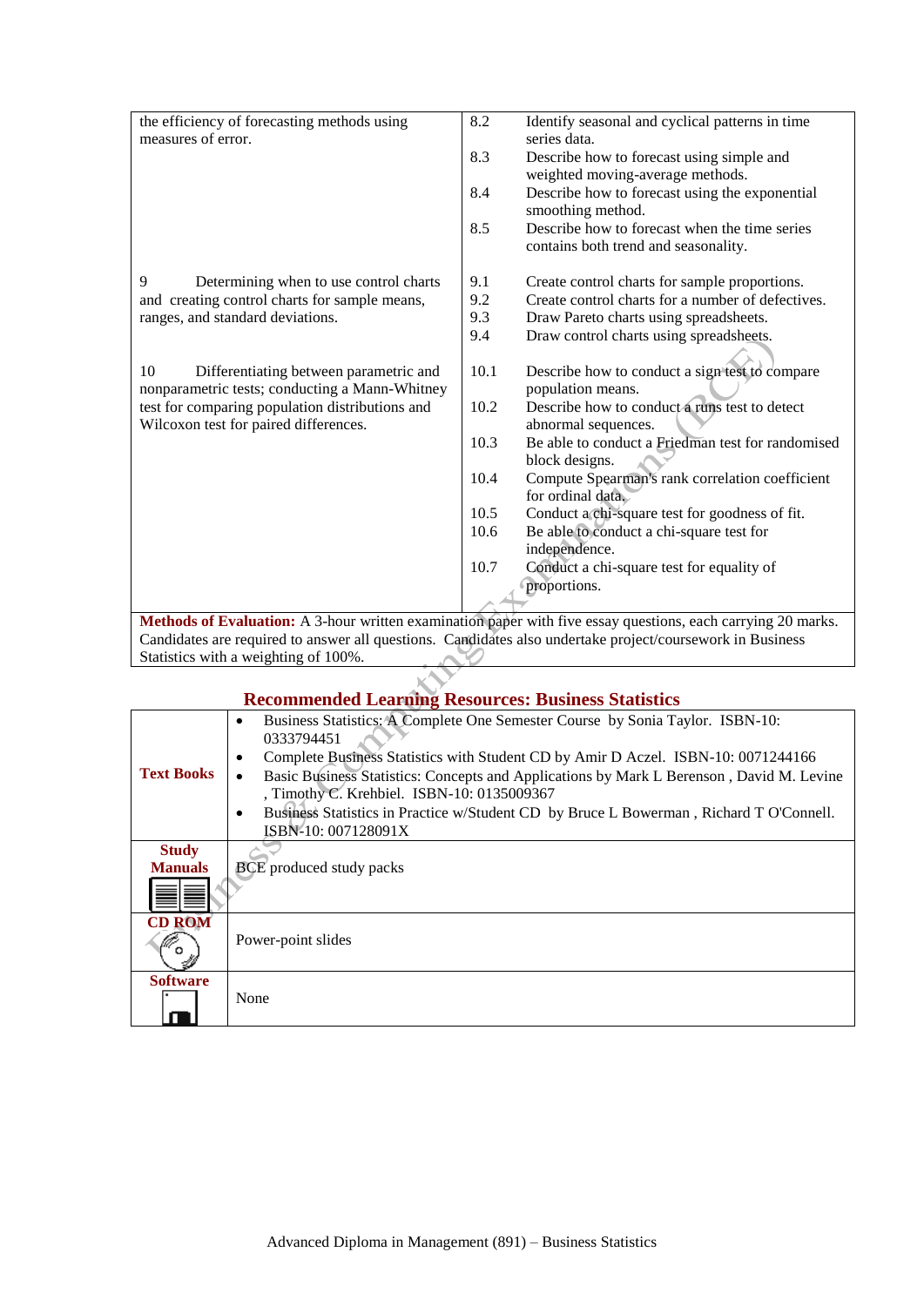| | | |
|---|---|---|
| the efficiency of forecasting methods using measures of error. | 8.2 | Identify seasonal and cyclical patterns in time series data. |
| | 8.3 | Describe how to forecast using simple and weighted moving-average methods. |
| | 8.4 | Describe how to forecast using the exponential smoothing method. |
| | 8.5 | Describe how to forecast when the time series contains both trend and seasonality. |
| 9 Determining when to use control charts and creating control charts for sample means, ranges, and standard deviations. | 9.1 | Create control charts for sample proportions. |
| | 9.2 | Create control charts for a number of defectives. |
| | 9.3 | Draw Pareto charts using spreadsheets. |
| | 9.4 | Draw control charts using spreadsheets. |
| 10 Differentiating between parametric and nonparametric tests; conducting a Mann-Whitney test for comparing population distributions and Wilcoxon test for paired differences. | 10.1 | Describe how to conduct a sign test to compare population means. |
| | 10.2 | Describe how to conduct a runs test to detect abnormal sequences. |
| | 10.3 | Be able to conduct a Friedman test for randomised block designs. |
| | 10.4 | Compute Spearman's rank correlation coefficient for ordinal data. |
| | 10.5 | Conduct a chi-square test for goodness of fit. |
| | 10.6 | Be able to conduct a chi-square test for independence. |
| | 10.7 | Conduct a chi-square test for equality of proportions. |

**Methods of Evaluation:** A 3-hour written examination paper with five essay questions, each carrying 20 marks. Candidates are required to answer all questions. Candidates also undertake project/coursework in Business Statistics with a weighting of 100%.

## Recommended Learning Resources: Business Statistics

| | |
|---|---|
| **Text Books** | • Business Statistics: A Complete One Semester Course by Sonia Taylor. ISBN-10: 0333794451<br>• Complete Business Statistics with Student CD by Amir D Aczel. ISBN-10: 0071244166<br>• Basic Business Statistics: Concepts and Applications by Mark L Berenson , David M. Levine , Timothy C. Krehbiel. ISBN-10: 0135009367<br>• Business Statistics in Practice w/Student CD by Bruce L Bowerman , Richard T O'Connell. ISBN-10: 007128091X |
| **Study Manuals** | BCE produced study packs |
| **CD ROM** | Power-point slides |
| **Software** | None |